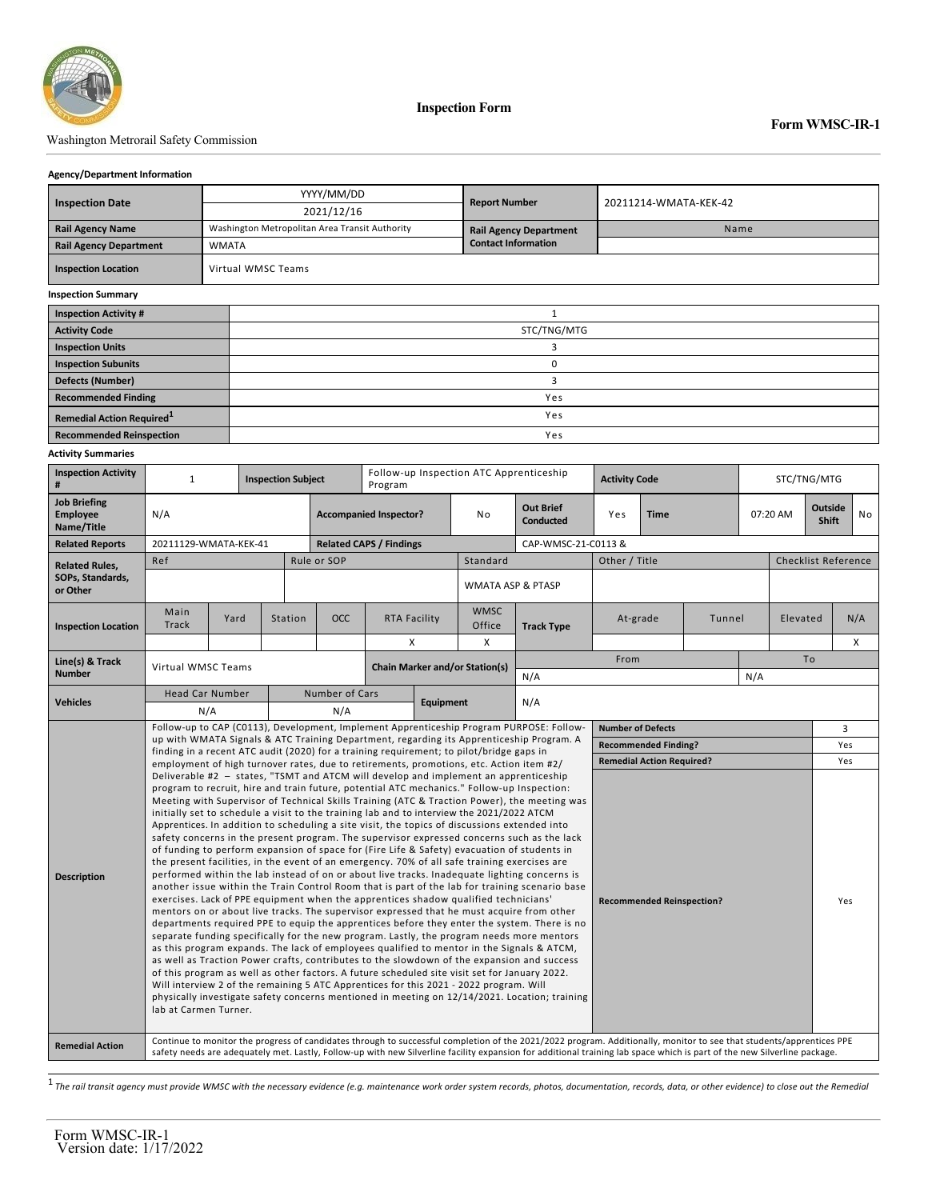Washington Metrorail Safety Commission

# Inspection Form

**Form WMSC-IR-1**

**Agency/Department Information**

| **Inspection Date** | YYYY/MM/DD<br>2021/12/16 | **Report Number** | 20211214-WMATA-KEK-42 |
|---|---|---|---|
| **Rail Agency Name** | Washington Metropolitan Area Transit Authority | **Rail Agency Department Contact Information** | Name |
| **Rail Agency Department** | WMATA | | |
| **Inspection Location** | Virtual WMSC Teams | | |

**Inspection Summary**

| | |
|---|---|
| **Inspection Activity #** | 1 |
| **Activity Code** | STC/TNG/MTG |
| **Inspection Units** | 3 |
| **Inspection Subunits** | 0 |
| **Defects (Number)** | 3 |
| **Recommended Finding** | Yes |
| **Remedial Action Required**[1] | Yes |
| **Recommended Reinspection** | Yes |

**Activity Summaries**

| | | | | | | | | | | | | |
|---|---|---|---|---|---|---|---|---|---|---|---|---|
| **Inspection Activity #** | 1 | **Inspection Subject** | Follow-up Inspection ATC Apprenticeship Program | | | **Activity Code** | STC/TNG/MTG | | | | | |
| **Job Briefing Employee Name/Title** | N/A | **Accompanied Inspector?** | No | **Out Brief Conducted** | Yes | **Time** | 07:20 AM | **Outside Shift** | No | | | |
| **Related Reports** | 20211129-WMATA-KEK-41 | **Related CAPS / Findings** | CAP-WMSC-21-C0113 & | | | | | | | | | |
| **Related Rules, SOPs, Standards, or Other** | Ref | Rule or SOP | Standard | Other / Title | Checklist Reference | | | | | | | |
| | | | WMATA ASP & PTASP | | | | | | | | | |
| **Inspection Location** | Main Track | Yard | Station | OCC | RTA Facility | WMSC Office | **Track Type** | At-grade | Tunnel | Elevated | N/A | |
| | | | | | X | X | | | | | X | |
| **Line(s) & Track Number** | Virtual WMSC Teams | **Chain Marker and/or Station(s)** | From: N/A | To: N/A | | | | | | | | |
| **Vehicles** | Head Car Number: N/A | Number of Cars: N/A | **Equipment** | N/A | | | | | | | | |

| **Description** | | |
|---|---|---|
| Follow-up to CAP (C0113), Development, Implement Apprenticeship Program PURPOSE: Follow-up with WMATA Signals & ATC Training Department, regarding its Apprenticeship Program. A finding in a recent ATC audit (2020) for a training requirement; to pilot/bridge gaps in employment of high turnover rates, due to retirements, promotions, etc. Action item #2/ Deliverable #2 – states, "TSMT and ATCM will develop and implement an apprenticeship program to recruit, hire and train future, potential ATC mechanics." Follow-up Inspection: Meeting with Supervisor of Technical Skills Training (ATC & Traction Power), the meeting was initially set to schedule a visit to the training lab and to interview the 2021/2022 ATCM Apprentices. In addition to scheduling a site visit, the topics of discussions extended into safety concerns in the present program. The supervisor expressed concerns such as the lack of funding to perform expansion of space for (Fire Life & Safety) evacuation of students in the present facilities, in the event of an emergency. 70% of all safe training exercises are performed within the lab instead of on or about live tracks. Inadequate lighting concerns is another issue within the Train Control Room that is part of the lab for training scenario base exercises. Lack of PPE equipment when the apprentices shadow qualified technicians' mentors on or about live tracks. The supervisor expressed that he must acquire from other departments required PPE to equip the apprentices before they enter the system. There is no separate funding specifically for the new program. Lastly, the program needs more mentors as this program expands. The lack of employees qualified to mentor in the Signals & ATCM, as well as Traction Power crafts, contributes to the slowdown of the expansion and success of this program as well as other factors. A future scheduled site visit set for January 2022. Will interview 2 of the remaining 5 ATC Apprentices for this 2021 - 2022 program. Will physically investigate safety concerns mentioned in meeting on 12/14/2021. Location; training lab at Carmen Turner. | **Number of Defects** | 3 |
| | **Recommended Finding?** | Yes |
| | **Remedial Action Required?** | Yes |
| | **Recommended Reinspection?** | Yes |

| **Remedial Action** | Continue to monitor the progress of candidates through to successful completion of the 2021/2022 program. Additionally, monitor to see that students/apprentices PPE safety needs are adequately met. Lastly, Follow-up with new Silverline facility expansion for additional training lab space which is part of the new Silverline package. |
|---|---|

[1] *The rail transit agency must provide WMSC with the necessary evidence (e.g. maintenance work order system records, photos, documentation, records, data, or other evidence) to close out the Remedial*

Form WMSC-IR-1
Version date: 1/17/2022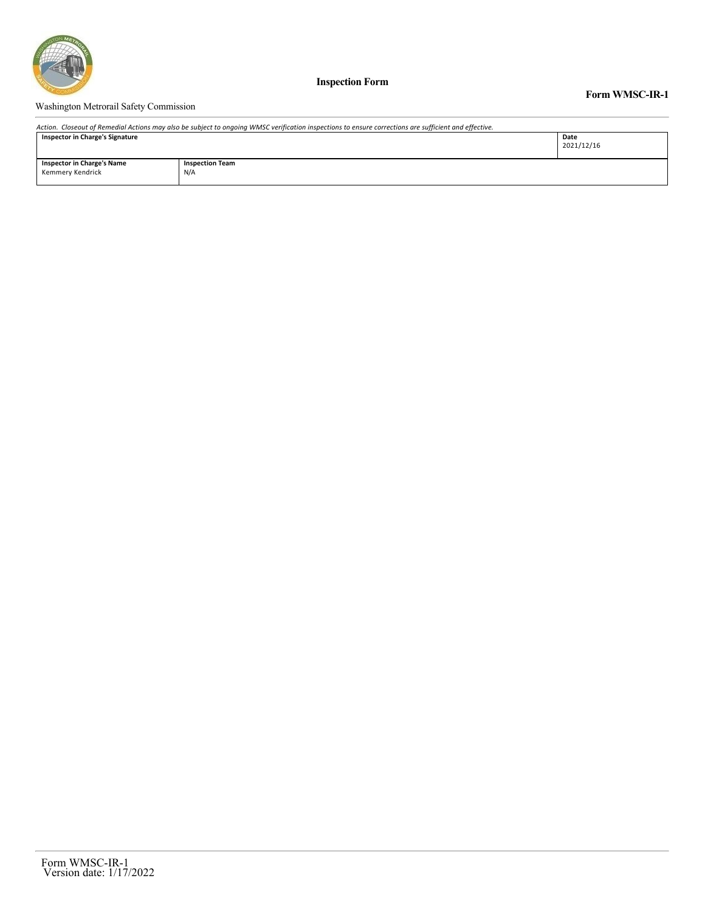*Action. Closeout of Remedial Actions may also be subject to ongoing WMSC verification inspections to ensure corrections are sufficient and effective.*

| Inspector in Charge's Signature | | Date |
|---|---|---|
| | | 2021/12/16 |
| **Inspector in Charge's Name** | **Inspection Team** | |
| Kemmery Kendrick | N/A | |